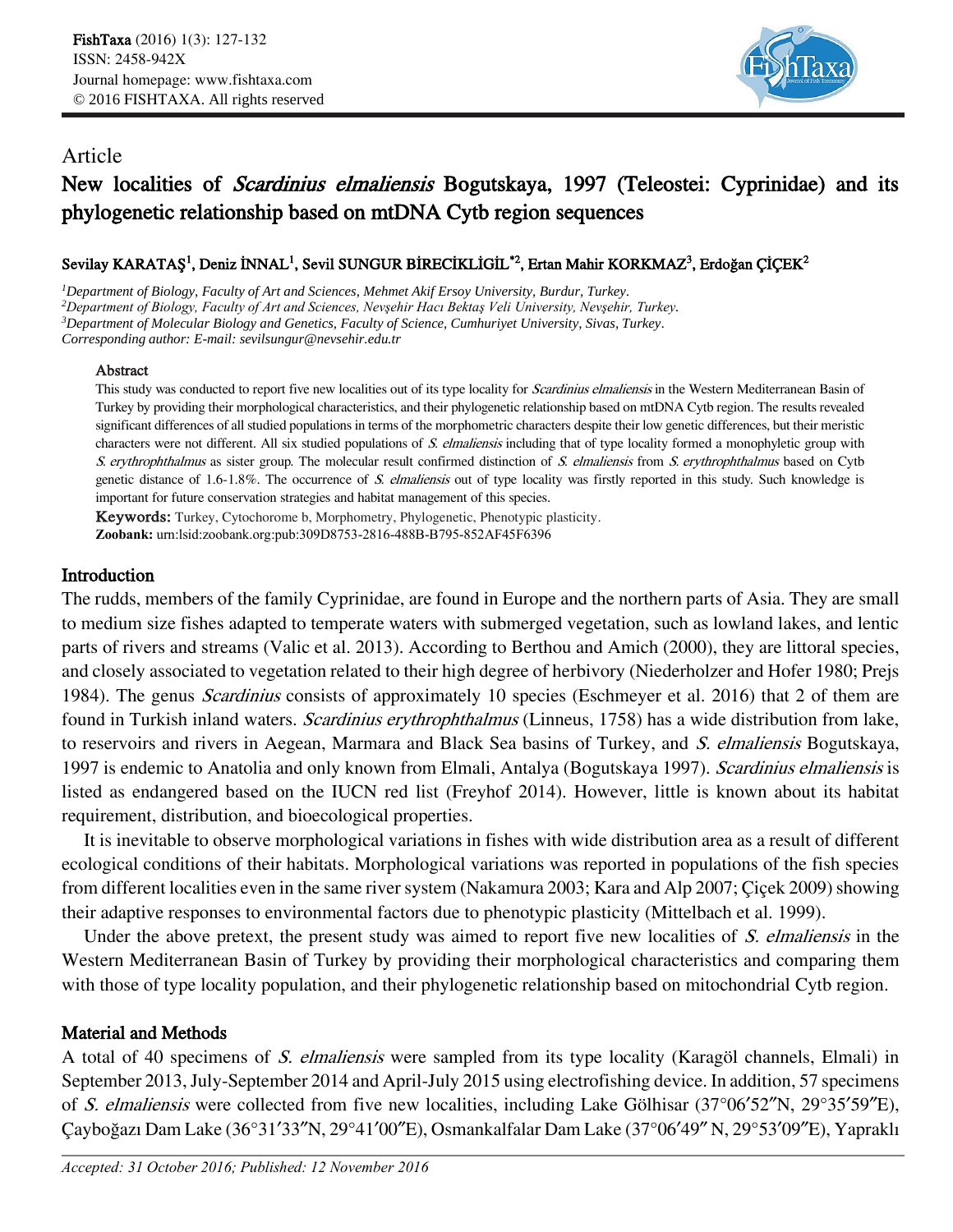Article

# New localities of *Scardinius elmaliensis* Bogutskaya, 1997 (Teleostei: Cyprinidae) and its phylogenetic relationship based on mtDNA Cytb region sequences

**Sevilay KARATAŞ[1], Deniz İNNAL[1], Sevil SUNGUR BİRECİKLİGİL*[2], Ertan Mahir KORKMAZ[3], Erdoğan ÇİÇEK[2]**

*[1]Department of Biology, Faculty of Art and Sciences, Mehmet Akif Ersoy University, Burdur, Turkey.*
*[2]Department of Biology, Faculty of Art and Sciences, Nevşehir Hacı Bektaş Veli University, Nevşehir, Turkey.*
*[3]Department of Molecular Biology and Genetics, Faculty of Science, Cumhuriyet University, Sivas, Turkey.*
*Corresponding author: E-mail: sevilsungur@nevsehir.edu.tr*

### Abstract

This study was conducted to report five new localities out of its type locality for *Scardinius elmaliensis* in the Western Mediterranean Basin of Turkey by providing their morphological characteristics, and their phylogenetic relationship based on mtDNA Cytb region. The results revealed significant differences of all studied populations in terms of the morphometric characters despite their low genetic differences, but their meristic characters were not different. All six studied populations of *S. elmaliensis* including that of type locality formed a monophyletic group with *S. erythrophthalmus* as sister group. The molecular result confirmed distinction of *S. elmaliensis* from *S. erythrophthalmus* based on Cytb genetic distance of 1.6-1.8%. The occurrence of *S. elmaliensis* out of type locality was firstly reported in this study. Such knowledge is important for future conservation strategies and habitat management of this species.

**Keywords:** Turkey, Cytochorome b, Morphometry, Phylogenetic, Phenotypic plasticity.
**Zoobank:** urn:lsid:zoobank.org:pub:309D8753-2816-488B-B795-852AF45F6396

## Introduction

The rudds, members of the family Cyprinidae, are found in Europe and the northern parts of Asia. They are small to medium size fishes adapted to temperate waters with submerged vegetation, such as lowland lakes, and lentic parts of rivers and streams (Valic et al. 2013). According to Berthou and Amich (2000), they are littoral species, and closely associated to vegetation related to their high degree of herbivory (Niederholzer and Hofer 1980; Prejs 1984). The genus *Scardinius* consists of approximately 10 species (Eschmeyer et al. 2016) that 2 of them are found in Turkish inland waters. *Scardinius erythrophthalmus* (Linneus, 1758) has a wide distribution from lake, to reservoirs and rivers in Aegean, Marmara and Black Sea basins of Turkey, and *S. elmaliensis* Bogutskaya, 1997 is endemic to Anatolia and only known from Elmali, Antalya (Bogutskaya 1997). *Scardinius elmaliensis* is listed as endangered based on the IUCN red list (Freyhof 2014). However, little is known about its habitat requirement, distribution, and bioecological properties.

It is inevitable to observe morphological variations in fishes with wide distribution area as a result of different ecological conditions of their habitats. Morphological variations was reported in populations of the fish species from different localities even in the same river system (Nakamura 2003; Kara and Alp 2007; Çiçek 2009) showing their adaptive responses to environmental factors due to phenotypic plasticity (Mittelbach et al. 1999).

Under the above pretext, the present study was aimed to report five new localities of *S. elmaliensis* in the Western Mediterranean Basin of Turkey by providing their morphological characteristics and comparing them with those of type locality population, and their phylogenetic relationship based on mitochondrial Cytb region.

## Material and Methods

A total of 40 specimens of *S. elmaliensis* were sampled from its type locality (Karagöl channels, Elmali) in September 2013, July-September 2014 and April-July 2015 using electrofishing device. In addition, 57 specimens of *S. elmaliensis* were collected from five new localities, including Lake Gölhisar (37°06′52″N, 29°35′59″E), Çayboğazı Dam Lake (36°31′33″N, 29°41′00″E), Osmankalfalar Dam Lake (37°06′49″ N, 29°53′09″E), Yapraklı

*Accepted: 31 October 2016; Published: 12 November 2016*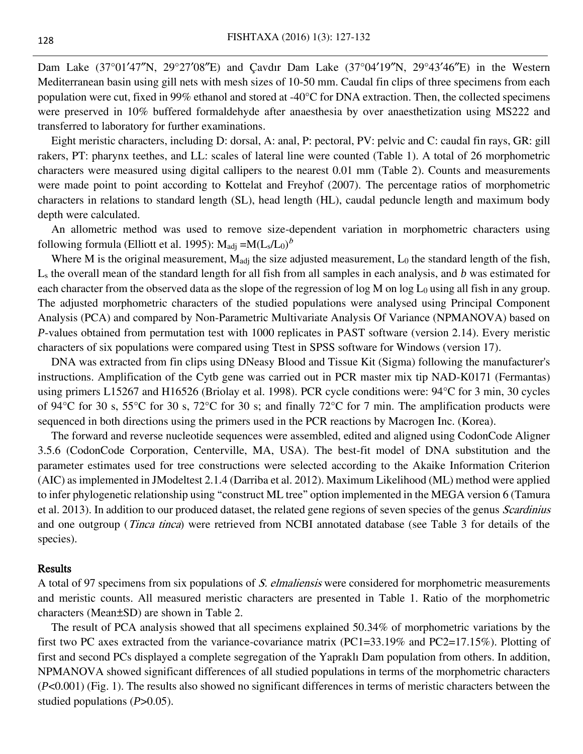Dam Lake (37°01′47″N, 29°27′08″E) and Çavdır Dam Lake (37°04′19″N, 29°43′46″E) in the Western Mediterranean basin using gill nets with mesh sizes of 10-50 mm. Caudal fin clips of three specimens from each population were cut, fixed in 99% ethanol and stored at -40°C for DNA extraction. Then, the collected specimens were preserved in 10% buffered formaldehyde after anaesthesia by over anaesthetization using MS222 and transferred to laboratory for further examinations.

Eight meristic characters, including D: dorsal, A: anal, P: pectoral, PV: pelvic and C: caudal fin rays, GR: gill rakers, PT: pharynx teethes, and LL: scales of lateral line were counted (Table 1). A total of 26 morphometric characters were measured using digital callipers to the nearest 0.01 mm (Table 2). Counts and measurements were made point to point according to Kottelat and Freyhof (2007). The percentage ratios of morphometric characters in relations to standard length (SL), head length (HL), caudal peduncle length and maximum body depth were calculated.

An allometric method was used to remove size-dependent variation in morphometric characters using following formula (Elliott et al. 1995): $M_{adj} = M(L_s/L_0)^b$

Where M is the original measurement, $M_{adj}$ the size adjusted measurement, $L_0$ the standard length of the fish, $L_s$ the overall mean of the standard length for all fish from all samples in each analysis, and $b$ was estimated for each character from the observed data as the slope of the regression of log M on log $L_0$ using all fish in any group. The adjusted morphometric characters of the studied populations were analysed using Principal Component Analysis (PCA) and compared by Non-Parametric Multivariate Analysis Of Variance (NPMANOVA) based on *P*-values obtained from permutation test with 1000 replicates in PAST software (version 2.14). Every meristic characters of six populations were compared using Ttest in SPSS software for Windows (version 17).

DNA was extracted from fin clips using DNeasy Blood and Tissue Kit (Sigma) following the manufacturer's instructions. Amplification of the Cytb gene was carried out in PCR master mix tip NAD-K0171 (Fermantas) using primers L15267 and H16526 (Briolay et al. 1998). PCR cycle conditions were: 94°C for 3 min, 30 cycles of 94°C for 30 s, 55°C for 30 s, 72°C for 30 s; and finally 72°C for 7 min. The amplification products were sequenced in both directions using the primers used in the PCR reactions by Macrogen Inc. (Korea).

The forward and reverse nucleotide sequences were assembled, edited and aligned using CodonCode Aligner 3.5.6 (CodonCode Corporation, Centerville, MA, USA). The best-fit model of DNA substitution and the parameter estimates used for tree constructions were selected according to the Akaike Information Criterion (AIC) as implemented in JModeltest 2.1.4 (Darriba et al. 2012). Maximum Likelihood (ML) method were applied to infer phylogenetic relationship using "construct ML tree" option implemented in the MEGA version 6 (Tamura et al. 2013). In addition to our produced dataset, the related gene regions of seven species of the genus *Scardinius* and one outgroup (*Tinca tinca*) were retrieved from NCBI annotated database (see Table 3 for details of the species).

## Results

A total of 97 specimens from six populations of *S. elmaliensis* were considered for morphometric measurements and meristic counts. All measured meristic characters are presented in Table 1. Ratio of the morphometric characters (Mean±SD) are shown in Table 2.

The result of PCA analysis showed that all specimens explained 50.34% of morphometric variations by the first two PC axes extracted from the variance-covariance matrix (PC1=33.19% and PC2=17.15%). Plotting of first and second PCs displayed a complete segregation of the Yapraklı Dam population from others. In addition, NPMANOVA showed significant differences of all studied populations in terms of the morphometric characters ($P<0.001$) (Fig. 1). The results also showed no significant differences in terms of meristic characters between the studied populations ($P>0.05$).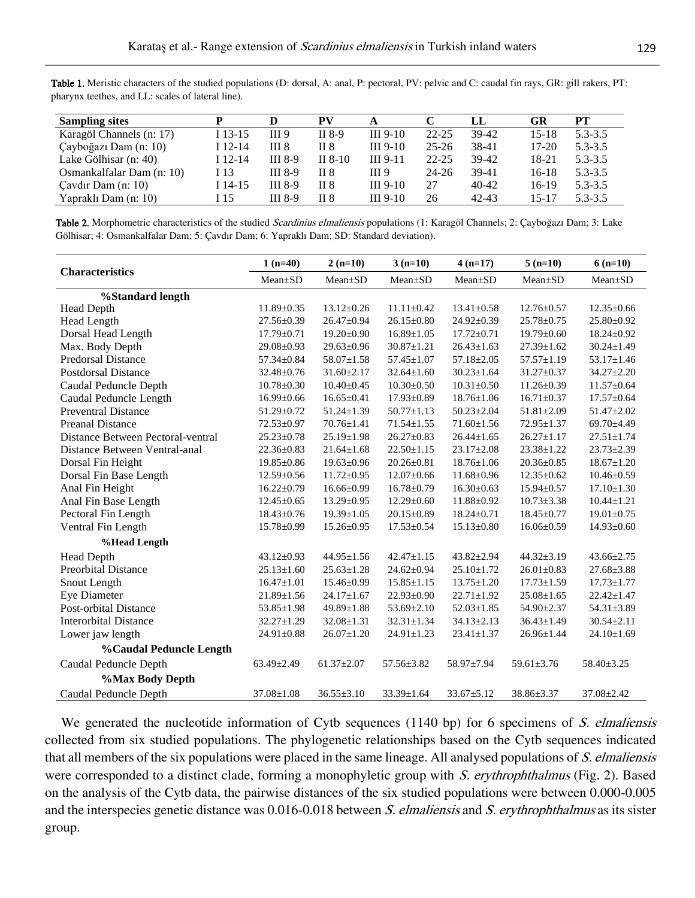**Table 1.** Meristic characters of the studied populations (D: dorsal, A: anal, P: pectoral, PV: pelvic and C: caudal fin rays, GR: gill rakers, PT: pharynx teethes, and LL: scales of lateral line).

| Sampling sites | P | D | PV | A | C | LL | GR | PT |
|---|---|---|---|---|---|---|---|---|
| Karagöl Channels (n: 17) | I 13-15 | III 9 | II 8-9 | III 9-10 | 22-25 | 39-42 | 15-18 | 5.3-3.5 |
| Çayboğazı Dam (n: 10) | I 12-14 | III 8 | II 8 | III 9-10 | 25-26 | 38-41 | 17-20 | 5.3-3.5 |
| Lake Gölhisar (n: 40) | I 12-14 | III 8-9 | II 8-10 | III 9-11 | 22-25 | 39-42 | 18-21 | 5.3-3.5 |
| Osmankalfalar Dam (n: 10) | I 13 | III 8-9 | II 8 | III 9 | 24-26 | 39-41 | 16-18 | 5.3-3.5 |
| Çavdır Dam (n: 10) | I 14-15 | III 8-9 | II 8 | III 9-10 | 27 | 40-42 | 16-19 | 5.3-3.5 |
| Yapraklı Dam (n: 10) | I 15 | III 8-9 | II 8 | III 9-10 | 26 | 42-43 | 15-17 | 5.3-3.5 |

**Table 2.** Morphometric characteristics of the studied *Scardinius elmaliensis* populations (1: Karagöl Channels; 2: Çayboğazı Dam; 3: Lake Gölhisar; 4: Osmankalfalar Dam; 5: Çavdır Dam; 6: Yapraklı Dam; SD: Standard deviation).

| Characteristics | 1 (n=40) | 2 (n=10) | 3 (n=10) | 4 (n=17) | 5 (n=10) | 6 (n=10) |
|---|---|---|---|---|---|---|
| | Mean±SD | Mean±SD | Mean±SD | Mean±SD | Mean±SD | Mean±SD |
| **%Standard length** | | | | | | |
| Head Depth | 11.89±0.35 | 13.12±0.26 | 11.11±0.42 | 13.41±0.58 | 12.76±0.57 | 12.35±0.66 |
| Head Length | 27.56±0.39 | 26.47±0.94 | 26.15±0.80 | 24.92±0.39 | 25.78±0.75 | 25.80±0.92 |
| Dorsal Head Length | 17.79±0.71 | 19.20±0.90 | 16.89±1.05 | 17.72±0.71 | 19.79±0.60 | 18.24±0.92 |
| Max. Body Depth | 29.08±0.93 | 29.63±0.96 | 30.87±1.21 | 26.43±1.63 | 27.39±1.62 | 30.24±1.49 |
| Predorsal Distance | 57.34±0.84 | 58.07±1.58 | 57.45±1.07 | 57.18±2.05 | 57.57±1.19 | 53.17±1.46 |
| Postdorsal Distance | 32.48±0.76 | 31.60±2.17 | 32.64±1.60 | 30.23±1.64 | 31.27±0.37 | 34.27±2.20 |
| Caudal Peduncle Depth | 10.78±0.30 | 10.40±0.45 | 10.30±0.50 | 10.31±0.50 | 11.26±0.39 | 11.57±0.64 |
| Caudal Peduncle Length | 16.99±0.66 | 16.65±0.41 | 17.93±0.89 | 18.76±1.06 | 16.71±0.37 | 17.57±0.64 |
| Preventral Distance | 51.29±0.72 | 51.24±1.39 | 50.77±1.13 | 50.23±2.04 | 51.81±2.09 | 51.47±2.02 |
| Preanal Distance | 72.53±0.97 | 70.76±1.41 | 71.54±1.55 | 71.60±1.56 | 72.95±1.37 | 69.70±4.49 |
| Distance Between Pectoral-ventral | 25.23±0.78 | 25.19±1.98 | 26.27±0.83 | 26.44±1.65 | 26.27±1.17 | 27.51±1.74 |
| Distance Between Ventral-anal | 22.36±0.83 | 21.64±1.68 | 22.50±1.15 | 23.17±2.08 | 23.38±1.22 | 23.73±2.39 |
| Dorsal Fin Height | 19.85±0.86 | 19.63±0.96 | 20.26±0.81 | 18.76±1.06 | 20.36±0.85 | 18.67±1.20 |
| Dorsal Fin Base Length | 12.59±0.56 | 11.72±0.95 | 12.07±0.66 | 11.68±0.96 | 12.35±0.62 | 10.46±0.59 |
| Anal Fin Height | 16.22±0.79 | 16.66±0.99 | 16.78±0.79 | 16.30±0.63 | 15.94±0.57 | 17.10±1.30 |
| Anal Fin Base Length | 12.45±0.65 | 13.29±0.95 | 12.29±0.60 | 11.88±0.92 | 10.73±3.38 | 10.44±1.21 |
| Pectoral Fin Length | 18.43±0.76 | 19.39±1.05 | 20.15±0.89 | 18.24±0.71 | 18.45±0.77 | 19.01±0.75 |
| Ventral Fin Length | 15.78±0.99 | 15.26±0.95 | 17.53±0.54 | 15.13±0.80 | 16.06±0.59 | 14.93±0.60 |
| **%Head Length** | | | | | | |
| Head Depth | 43.12±0.93 | 44.95±1.56 | 42.47±1.15 | 43.82±2.94 | 44.32±3.19 | 43.66±2.75 |
| Preorbital Distance | 25.13±1.60 | 25.63±1.28 | 24.62±0.94 | 25.10±1.72 | 26.01±0.83 | 27.68±3.88 |
| Snout Length | 16.47±1.01 | 15.46±0.99 | 15.85±1.15 | 13.75±1.20 | 17.73±1.59 | 17.73±1.77 |
| Eye Diameter | 21.89±1.56 | 24.17±1.67 | 22.93±0.90 | 22.71±1.92 | 25.08±1.65 | 22.42±1.47 |
| Post-orbital Distance | 53.85±1.98 | 49.89±1.88 | 53.69±2.10 | 52.03±1.85 | 54.90±2.37 | 54.31±3.89 |
| Interorbital Distance | 32.27±1.29 | 32.08±1.31 | 32.31±1.34 | 34.13±2.13 | 36.43±1.49 | 30.54±2.11 |
| Lower jaw length | 24.91±0.88 | 26.07±1.20 | 24.91±1.23 | 23.41±1.37 | 26.96±1.44 | 24.10±1.69 |
| **%Caudal Peduncle Length** | | | | | | |
| Caudal Peduncle Depth | 63.49±2.49 | 61.37±2.07 | 57.56±3.82 | 58.97±7.94 | 59.61±3.76 | 58.40±3.25 |
| **%Max Body Depth** | | | | | | |
| Caudal Peduncle Depth | 37.08±1.08 | 36.55±3.10 | 33.39±1.64 | 33.67±5.12 | 38.86±3.37 | 37.08±2.42 |

We generated the nucleotide information of Cytb sequences (1140 bp) for 6 specimens of *S. elmaliensis* collected from six studied populations. The phylogenetic relationships based on the Cytb sequences indicated that all members of the six populations were placed in the same lineage. All analysed populations of *S. elmaliensis* were corresponded to a distinct clade, forming a monophyletic group with *S. erythrophthalmus* (Fig. 2). Based on the analysis of the Cytb data, the pairwise distances of the six studied populations were between 0.000-0.005 and the interspecies genetic distance was 0.016-0.018 between *S. elmaliensis* and *S. erythrophthalmus* as its sister group.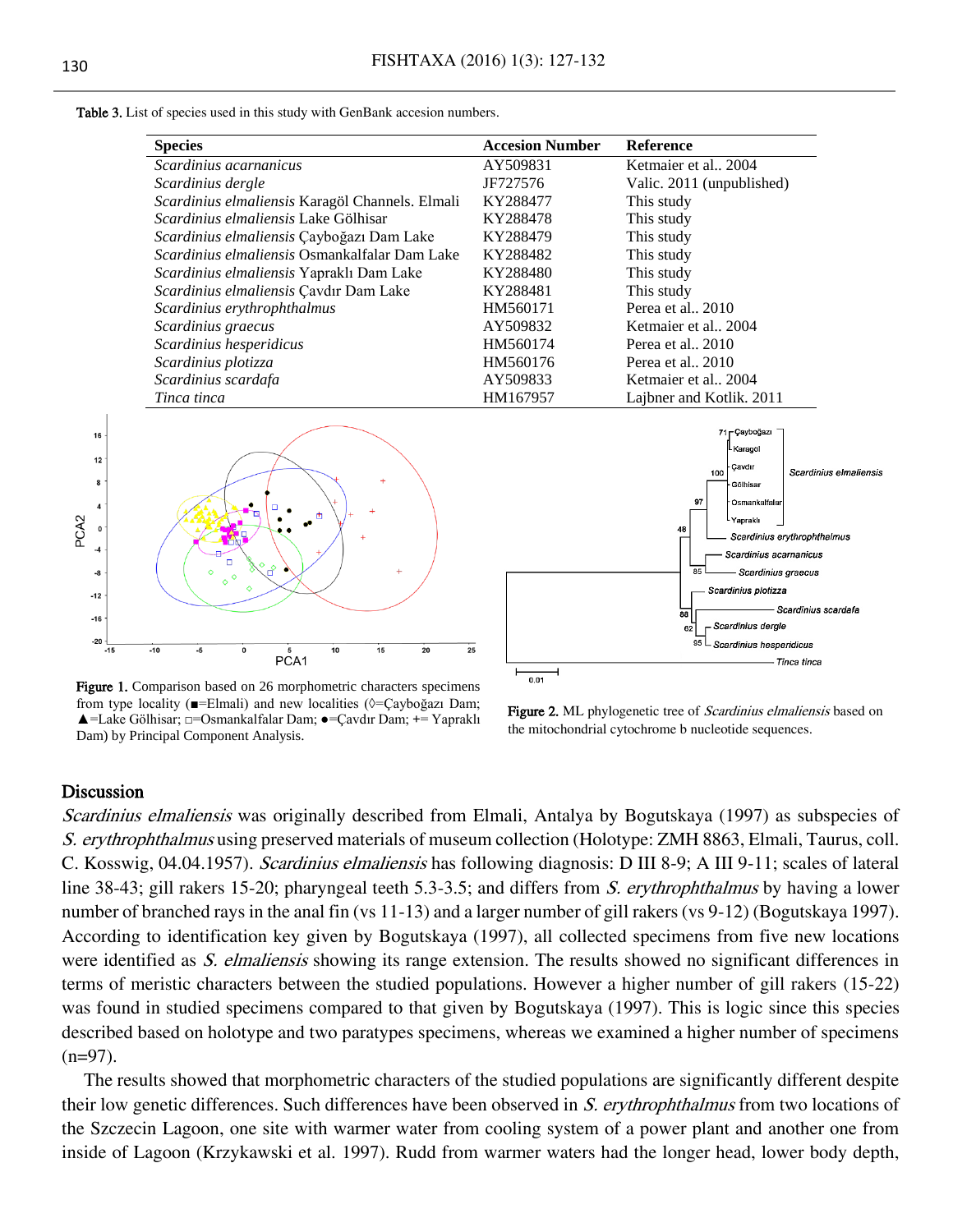**Table 3.** List of species used in this study with GenBank accesion numbers.

| Species | Accesion Number | Reference |
|---|---|---|
| *Scardinius acarnanicus* | AY509831 | Ketmaier et al.. 2004 |
| *Scardinius dergle* | JF727576 | Valic. 2011 (unpublished) |
| *Scardinius elmaliensis* Karagöl Channels. Elmali | KY288477 | This study |
| *Scardinius elmaliensis* Lake Gölhisar | KY288478 | This study |
| *Scardinius elmaliensis* Çayboğazı Dam Lake | KY288479 | This study |
| *Scardinius elmaliensis* Osmankalfalar Dam Lake | KY288482 | This study |
| *Scardinius elmaliensis* Yapraklı Dam Lake | KY288480 | This study |
| *Scardinius elmaliensis* Çavdır Dam Lake | KY288481 | This study |
| *Scardinius erythrophthalmus* | HM560171 | Perea et al.. 2010 |
| *Scardinius graecus* | AY509832 | Ketmaier et al.. 2004 |
| *Scardinius hesperidicus* | HM560174 | Perea et al.. 2010 |
| *Scardinius plotizza* | HM560176 | Perea et al.. 2010 |
| *Scardinius scardafa* | AY509833 | Ketmaier et al.. 2004 |
| *Tinca tinca* | HM167957 | Lajbner and Kotlik. 2011 |

**Figure 1.** Comparison based on 26 morphometric characters specimens from type locality (■=Elmali) and new localities (◊=Çayboğazı Dam; ▲=Lake Gölhisar; □=Osmankalfalar Dam; ●=Çavdır Dam; += Yapraklı Dam) by Principal Component Analysis.

**Figure 2.** ML phylogenetic tree of *Scardinius elmaliensis* based on the mitochondrial cytochrome b nucleotide sequences.

## Discussion

*Scardinius elmaliensis* was originally described from Elmali, Antalya by Bogutskaya (1997) as subspecies of *S. erythrophthalmus* using preserved materials of museum collection (Holotype: ZMH 8863, Elmali, Taurus, coll. C. Kosswig, 04.04.1957). *Scardinius elmaliensis* has following diagnosis: D III 8-9; A III 9-11; scales of lateral line 38-43; gill rakers 15-20; pharyngeal teeth 5.3-3.5; and differs from *S. erythrophthalmus* by having a lower number of branched rays in the anal fin (vs 11-13) and a larger number of gill rakers (vs 9-12) (Bogutskaya 1997). According to identification key given by Bogutskaya (1997), all collected specimens from five new locations were identified as *S. elmaliensis* showing its range extension. The results showed no significant differences in terms of meristic characters between the studied populations. However a higher number of gill rakers (15-22) was found in studied specimens compared to that given by Bogutskaya (1997). This is logic since this species described based on holotype and two paratypes specimens, whereas we examined a higher number of specimens (n=97).

The results showed that morphometric characters of the studied populations are significantly different despite their low genetic differences. Such differences have been observed in *S. erythrophthalmus* from two locations of the Szczecin Lagoon, one site with warmer water from cooling system of a power plant and another one from inside of Lagoon (Krzykawski et al. 1997). Rudd from warmer waters had the longer head, lower body depth,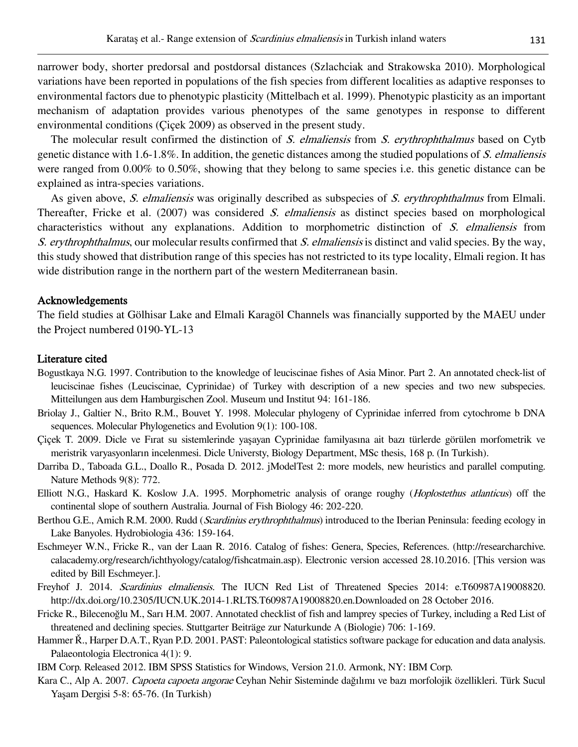narrower body, shorter predorsal and postdorsal distances (Szlachciak and Strakowska 2010). Morphological variations have been reported in populations of the fish species from different localities as adaptive responses to environmental factors due to phenotypic plasticity (Mittelbach et al. 1999). Phenotypic plasticity as an important mechanism of adaptation provides various phenotypes of the same genotypes in response to different environmental conditions (Çiçek 2009) as observed in the present study.

The molecular result confirmed the distinction of *S. elmaliensis* from *S. erythrophthalmus* based on Cytb genetic distance with 1.6-1.8%. In addition, the genetic distances among the studied populations of *S. elmaliensis* were ranged from 0.00% to 0.50%, showing that they belong to same species i.e. this genetic distance can be explained as intra-species variations.

As given above, *S. elmaliensis* was originally described as subspecies of *S. erythrophthalmus* from Elmali. Thereafter, Fricke et al. (2007) was considered *S. elmaliensis* as distinct species based on morphological characteristics without any explanations. Addition to morphometric distinction of *S. elmaliensis* from *S. erythrophthalmus*, our molecular results confirmed that *S. elmaliensis* is distinct and valid species. By the way, this study showed that distribution range of this species has not restricted to its type locality, Elmali region. It has wide distribution range in the northern part of the western Mediterranean basin.

## Acknowledgements

The field studies at Gölhisar Lake and Elmali Karagöl Channels was financially supported by the MAEU under the Project numbered 0190-YL-13

## Literature cited

Bogustkaya N.G. 1997. Contribution to the knowledge of leuciscinae fishes of Asia Minor. Part 2. An annotated check-list of leuciscinae fishes (Leuciscinae, Cyprinidae) of Turkey with description of a new species and two new subspecies. Mitteilungen aus dem Hamburgischen Zool. Museum und Institut 94: 161-186.

Briolay J., Galtier N., Brito R.M., Bouvet Y. 1998. Molecular phylogeny of Cyprinidae inferred from cytochrome b DNA sequences. Molecular Phylogenetics and Evolution 9(1): 100-108.

Çiçek T. 2009. Dicle ve Fırat su sistemlerinde yaşayan Cyprinidae familyasına ait bazı türlerde görülen morfometrik ve meristrik varyasyonların incelenmesi. Dicle Universty, Biology Department, MSc thesis, 168 p. (In Turkish).

Darriba D., Taboada G.L., Doallo R., Posada D. 2012. jModelTest 2: more models, new heuristics and parallel computing. Nature Methods 9(8): 772.

Elliott N.G., Haskard K. Koslow J.A. 1995. Morphometric analysis of orange roughy (*Hoplostethus atlanticus*) off the continental slope of southern Australia. Journal of Fish Biology 46: 202-220.

Berthou G.E., Amich R.M. 2000. Rudd (*Scardinius erythrophthalmus*) introduced to the Iberian Peninsula: feeding ecology in Lake Banyoles. Hydrobiologia 436: 159-164.

Eschmeyer W.N., Fricke R., van der Laan R. 2016. Catalog of fishes: Genera, Species, References. (http://researcharchive.calacademy.org/research/ichthyology/catalog/fishcatmain.asp). Electronic version accessed 28.10.2016. [This version was edited by Bill Eschmeyer.].

Freyhof J. 2014. *Scardinius elmaliensis*. The IUCN Red List of Threatened Species 2014: e.T60987A19008820. http://dx.doi.org/10.2305/IUCN.UK.2014-1.RLTS.T60987A19008820.en.Downloaded on 28 October 2016.

Fricke R., Bilecenoğlu M., Sarı H.M. 2007. Annotated checklist of fish and lamprey species of Turkey, including a Red List of threatened and declining species. Stuttgarter Beiträge zur Naturkunde A (Biologie) 706: 1-169.

Hammer Ř., Harper D.A.T., Ryan P.D. 2001. PAST: Paleontological statistics software package for education and data analysis. Palaeontologia Electronica 4(1): 9.

IBM Corp. Released 2012. IBM SPSS Statistics for Windows, Version 21.0. Armonk, NY: IBM Corp.

Kara C., Alp A. 2007. *Capoeta capoeta angorae* Ceyhan Nehir Sisteminde dağılımı ve bazı morfolojik özellikleri. Türk Sucul Yaşam Dergisi 5-8: 65-76. (In Turkish)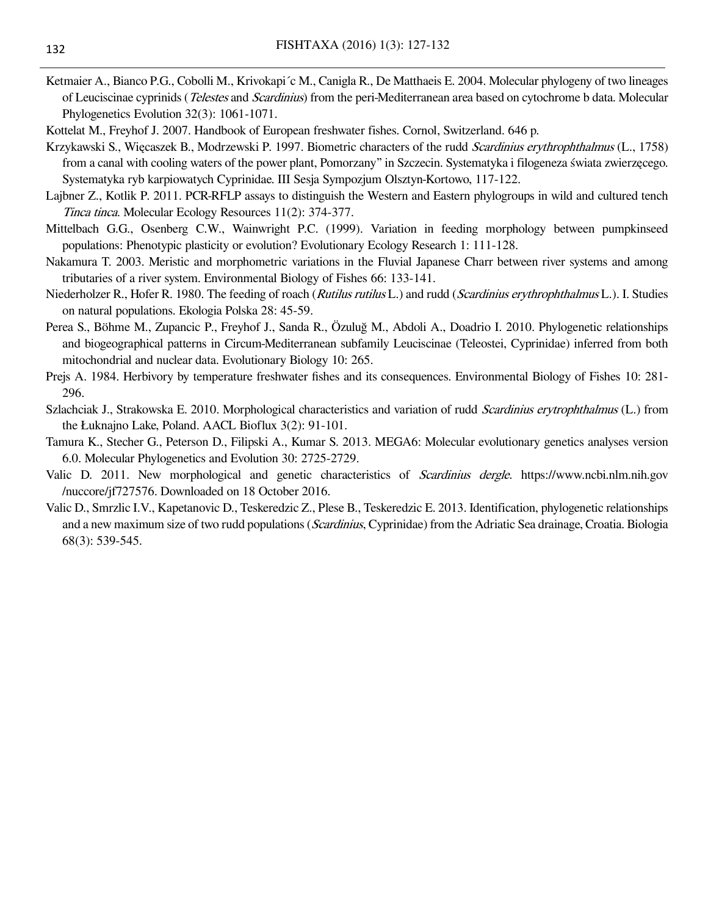Ketmaier A., Bianco P.G., Cobolli M., Krivokapi´c M., Canigla R., De Matthaeis E. 2004. Molecular phylogeny of two lineages of Leuciscinae cyprinids (*Telestes* and *Scardinius*) from the peri-Mediterranean area based on cytochrome b data. Molecular Phylogenetics Evolution 32(3): 1061-1071.

Kottelat M., Freyhof J. 2007. Handbook of European freshwater fishes. Cornol, Switzerland. 646 p.

Krzykawski S., Więcaszek B., Modrzewski P. 1997. Biometric characters of the rudd *Scardinius erythrophthalmus* (L., 1758) from a canal with cooling waters of the power plant, Pomorzany" in Szczecin. Systematyka i filogeneza świata zwierzęcego. Systematyka ryb karpiowatych Cyprinidae. III Sesja Sympozjum Olsztyn-Kortowo, 117-122.

Lajbner Z., Kotlik P. 2011. PCR-RFLP assays to distinguish the Western and Eastern phylogroups in wild and cultured tench *Tinca tinca*. Molecular Ecology Resources 11(2): 374-377.

Mittelbach G.G., Osenberg C.W., Wainwright P.C. (1999). Variation in feeding morphology between pumpkinseed populations: Phenotypic plasticity or evolution? Evolutionary Ecology Research 1: 111-128.

Nakamura T. 2003. Meristic and morphometric variations in the Fluvial Japanese Charr between river systems and among tributaries of a river system. Environmental Biology of Fishes 66: 133-141.

Niederholzer R., Hofer R. 1980. The feeding of roach (*Rutilus rutilus* L.) and rudd (*Scardinius erythrophthalmus* L.). I. Studies on natural populations. Ekologia Polska 28: 45-59.

Perea S., Böhme M., Zupancic P., Freyhof J., Sanda R., Özuluğ M., Abdoli A., Doadrio I. 2010. Phylogenetic relationships and biogeographical patterns in Circum-Mediterranean subfamily Leuciscinae (Teleostei, Cyprinidae) inferred from both mitochondrial and nuclear data. Evolutionary Biology 10: 265.

Prejs A. 1984. Herbivory by temperature freshwater fishes and its consequences. Environmental Biology of Fishes 10: 281-296.

Szlachciak J., Strakowska E. 2010. Morphological characteristics and variation of rudd *Scardinius erytrophthalmus* (L.) from the Łuknajno Lake, Poland. AACL Bioflux 3(2): 91-101.

Tamura K., Stecher G., Peterson D., Filipski A., Kumar S. 2013. MEGA6: Molecular evolutionary genetics analyses version 6.0. Molecular Phylogenetics and Evolution 30: 2725-2729.

Valic D. 2011. New morphological and genetic characteristics of *Scardinius dergle*. https://www.ncbi.nlm.nih.gov /nuccore/jf727576. Downloaded on 18 October 2016.

Valic D., Smrzlic I.V., Kapetanovic D., Teskeredzic Z., Plese B., Teskeredzic E. 2013. Identification, phylogenetic relationships and a new maximum size of two rudd populations (*Scardinius*, Cyprinidae) from the Adriatic Sea drainage, Croatia. Biologia 68(3): 539-545.